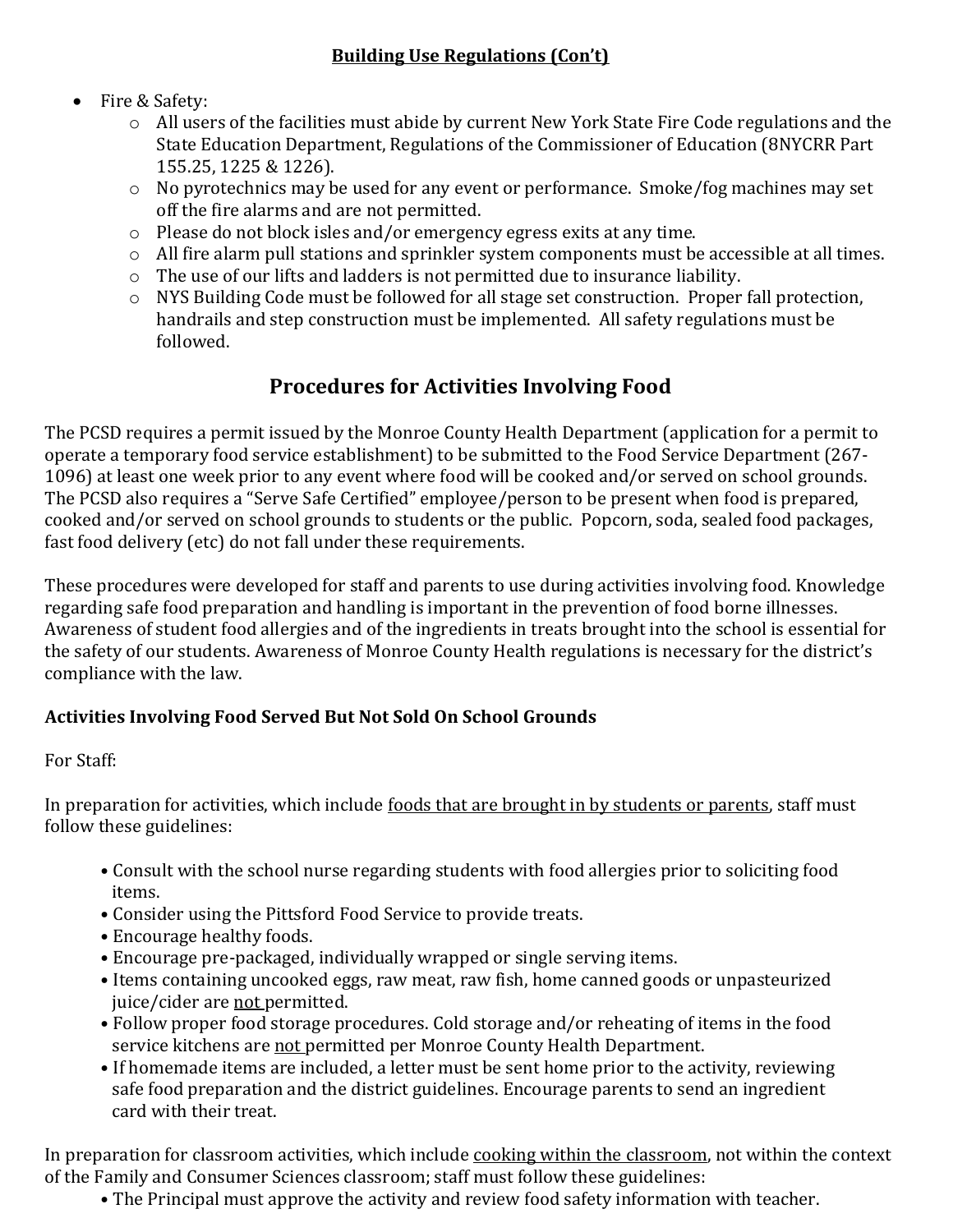## Building Use Regulations (Con't)

- Fire & Safety:
  - All users of the facilities must abide by current New York State Fire Code regulations and the State Education Department, Regulations of the Commissioner of Education (8NYCRR Part 155.25, 1225 & 1226).
  - No pyrotechnics may be used for any event or performance. Smoke/fog machines may set off the fire alarms and are not permitted.
  - Please do not block isles and/or emergency egress exits at any time.
  - All fire alarm pull stations and sprinkler system components must be accessible at all times.
  - The use of our lifts and ladders is not permitted due to insurance liability.
  - NYS Building Code must be followed for all stage set construction. Proper fall protection, handrails and step construction must be implemented. All safety regulations must be followed.

# Procedures for Activities Involving Food

The PCSD requires a permit issued by the Monroe County Health Department (application for a permit to operate a temporary food service establishment) to be submitted to the Food Service Department (267-1096) at least one week prior to any event where food will be cooked and/or served on school grounds. The PCSD also requires a "Serve Safe Certified" employee/person to be present when food is prepared, cooked and/or served on school grounds to students or the public. Popcorn, soda, sealed food packages, fast food delivery (etc) do not fall under these requirements.

These procedures were developed for staff and parents to use during activities involving food. Knowledge regarding safe food preparation and handling is important in the prevention of food borne illnesses. Awareness of student food allergies and of the ingredients in treats brought into the school is essential for the safety of our students. Awareness of Monroe County Health regulations is necessary for the district's compliance with the law.

### Activities Involving Food Served But Not Sold On School Grounds

For Staff:

In preparation for activities, which include <u>foods that are brought in by students or parents</u>, staff must follow these guidelines:

- Consult with the school nurse regarding students with food allergies prior to soliciting food items.
- Consider using the Pittsford Food Service to provide treats.
- Encourage healthy foods.
- Encourage pre-packaged, individually wrapped or single serving items.
- Items containing uncooked eggs, raw meat, raw fish, home canned goods or unpasteurized juice/cider are <u>not</u> permitted.
- Follow proper food storage procedures. Cold storage and/or reheating of items in the food service kitchens are <u>not</u> permitted per Monroe County Health Department.
- If homemade items are included, a letter must be sent home prior to the activity, reviewing safe food preparation and the district guidelines. Encourage parents to send an ingredient card with their treat.

In preparation for classroom activities, which include <u>cooking within the classroom</u>, not within the context of the Family and Consumer Sciences classroom; staff must follow these guidelines:

- The Principal must approve the activity and review food safety information with teacher.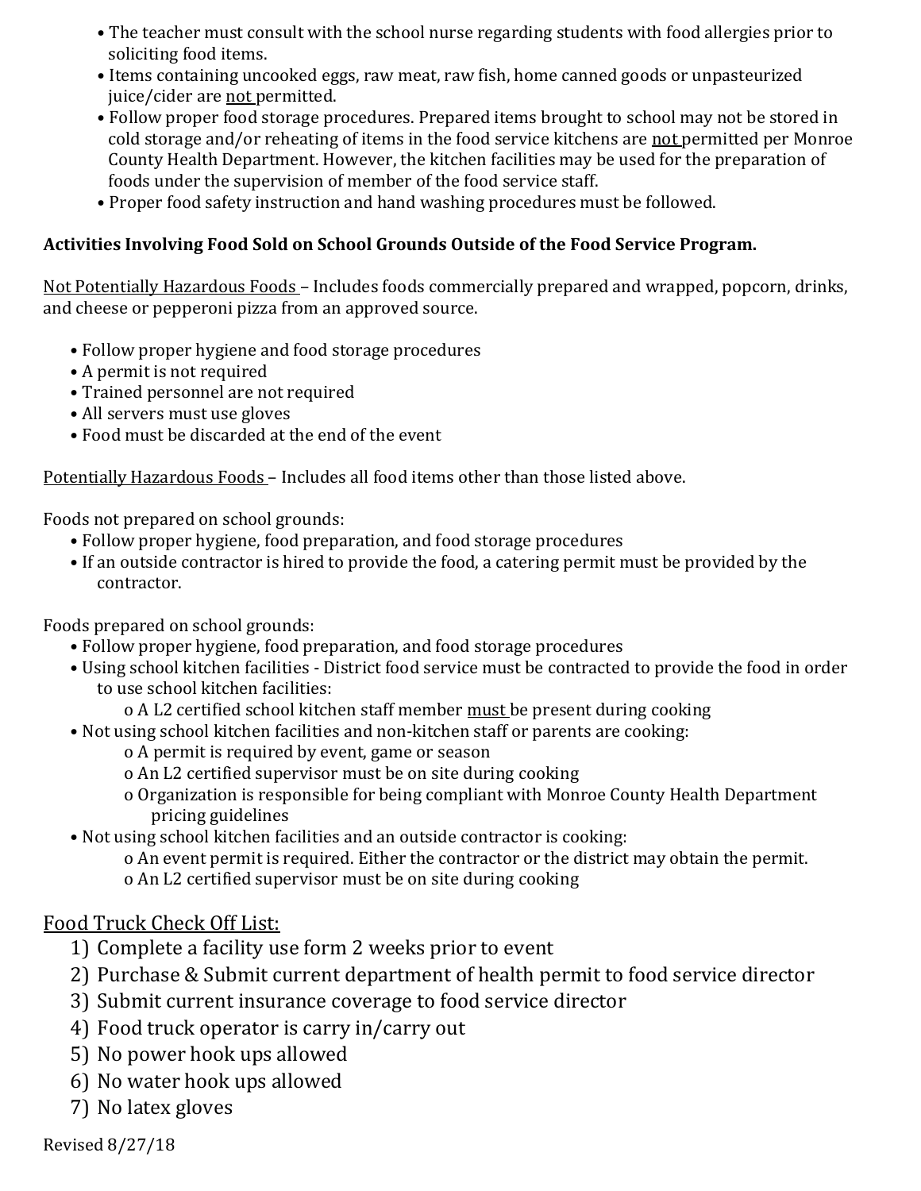- The teacher must consult with the school nurse regarding students with food allergies prior to soliciting food items.
- Items containing uncooked eggs, raw meat, raw fish, home canned goods or unpasteurized juice/cider are <u>not</u> permitted.
- Follow proper food storage procedures. Prepared items brought to school may not be stored in cold storage and/or reheating of items in the food service kitchens are <u>not</u> permitted per Monroe County Health Department. However, the kitchen facilities may be used for the preparation of foods under the supervision of member of the food service staff.
- Proper food safety instruction and hand washing procedures must be followed.

**Activities Involving Food Sold on School Grounds Outside of the Food Service Program.**

<u>Not Potentially Hazardous Foods</u> – Includes foods commercially prepared and wrapped, popcorn, drinks, and cheese or pepperoni pizza from an approved source.

- Follow proper hygiene and food storage procedures
- A permit is not required
- Trained personnel are not required
- All servers must use gloves
- Food must be discarded at the end of the event

<u>Potentially Hazardous Foods</u> – Includes all food items other than those listed above.

Foods not prepared on school grounds:

- Follow proper hygiene, food preparation, and food storage procedures
- If an outside contractor is hired to provide the food, a catering permit must be provided by the contractor.

Foods prepared on school grounds:

- Follow proper hygiene, food preparation, and food storage procedures
- Using school kitchen facilities - District food service must be contracted to provide the food in order to use school kitchen facilities:
  - A L2 certified school kitchen staff member <u>must</u> be present during cooking
- Not using school kitchen facilities and non-kitchen staff or parents are cooking:
  - A permit is required by event, game or season
  - An L2 certified supervisor must be on site during cooking
  - Organization is responsible for being compliant with Monroe County Health Department pricing guidelines
- Not using school kitchen facilities and an outside contractor is cooking:
  - An event permit is required. Either the contractor or the district may obtain the permit.
  - An L2 certified supervisor must be on site during cooking

## <u>Food Truck Check Off List:</u>

1) Complete a facility use form 2 weeks prior to event
2) Purchase & Submit current department of health permit to food service director
3) Submit current insurance coverage to food service director
4) Food truck operator is carry in/carry out
5) No power hook ups allowed
6) No water hook ups allowed
7) No latex gloves

Revised 8/27/18